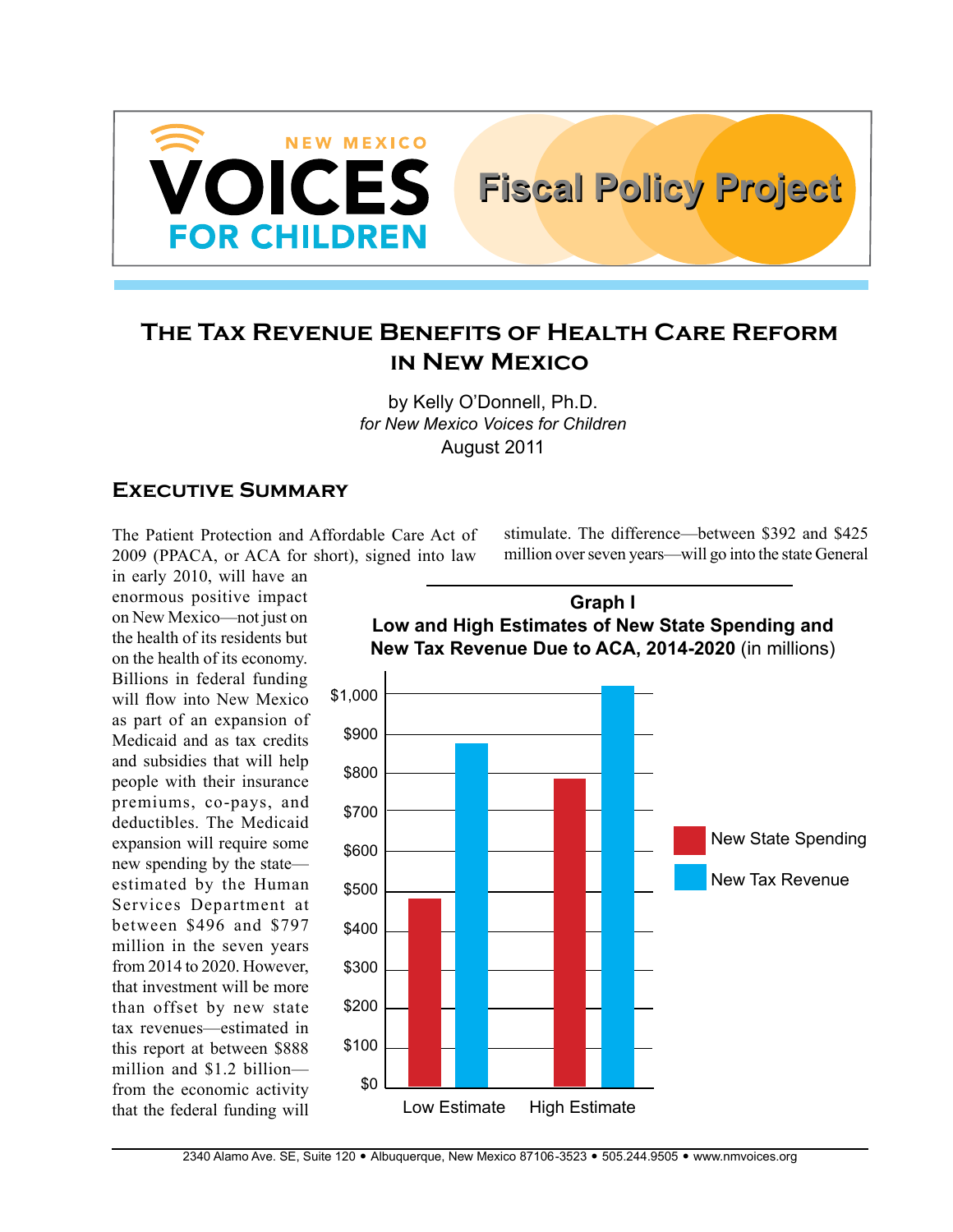NEW MEXICO **VOICES** FOR CHILDREN

**Fiscal Policy Project**

# The Tax Revenue Benefits of Health Care Reform in New Mexico

by Kelly O'Donnell, Ph.D.
*for New Mexico Voices for Children*
August 2011

## Executive Summary

The Patient Protection and Affordable Care Act of 2009 (PPACA, or ACA for short), signed into law in early 2010, will have an enormous positive impact on New Mexico—not just on the health of its residents but on the health of its economy. Billions in federal funding will flow into New Mexico as part of an expansion of Medicaid and as tax credits and subsidies that will help people with their insurance premiums, co-pays, and deductibles. The Medicaid expansion will require some new spending by the state—estimated by the Human Services Department at between $496 and $797 million in the seven years from 2014 to 2020. However, that investment will be more than offset by new state tax revenues—estimated in this report at between $888 million and $1.2 billion—from the economic activity that the federal funding will stimulate. The difference—between $392 and $425 million over seven years—will go into the state General

**Graph I**
**Low and High Estimates of New State Spending and New Tax Revenue Due to ACA, 2014-2020** (in millions)

| | New State Spending | New Tax Revenue |
|---|---|---|
| Low Estimate | ~$480 | ~$875 |
| High Estimate | ~$785 | ~$1,020 |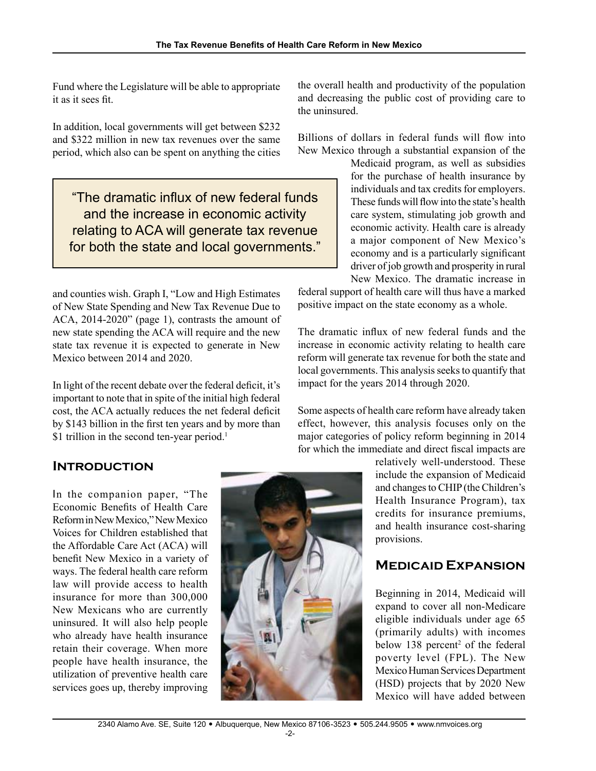Fund where the Legislature will be able to appropriate it as it sees fit.

In addition, local governments will get between $232 and $322 million in new tax revenues over the same period, which also can be spent on anything the cities and counties wish. Graph I, "Low and High Estimates of New State Spending and New Tax Revenue Due to ACA, 2014-2020" (page 1), contrasts the amount of new state spending the ACA will require and the new state tax revenue it is expected to generate in New Mexico between 2014 and 2020.

> "The dramatic influx of new federal funds and the increase in economic activity relating to ACA will generate tax revenue for both the state and local governments."

In light of the recent debate over the federal deficit, it's important to note that in spite of the initial high federal cost, the ACA actually reduces the net federal deficit by $143 billion in the first ten years and by more than $1 trillion in the second ten-year period.[1]

## Introduction

In the companion paper, "The Economic Benefits of Health Care Reform in New Mexico," New Mexico Voices for Children established that the Affordable Care Act (ACA) will benefit New Mexico in a variety of ways. The federal health care reform law will provide access to health insurance for more than 300,000 New Mexicans who are currently uninsured. It will also help people who already have health insurance retain their coverage. When more people have health insurance, the utilization of preventive health care services goes up, thereby improving the overall health and productivity of the population and decreasing the public cost of providing care to the uninsured.

Billions of dollars in federal funds will flow into New Mexico through a substantial expansion of the Medicaid program, as well as subsidies for the purchase of health insurance by individuals and tax credits for employers. These funds will flow into the state's health care system, stimulating job growth and economic activity. Health care is already a major component of New Mexico's economy and is a particularly significant driver of job growth and prosperity in rural New Mexico. The dramatic increase in federal support of health care will thus have a marked positive impact on the state economy as a whole.

The dramatic influx of new federal funds and the increase in economic activity relating to health care reform will generate tax revenue for both the state and local governments. This analysis seeks to quantify that impact for the years 2014 through 2020.

Some aspects of health care reform have already taken effect, however, this analysis focuses only on the major categories of policy reform beginning in 2014 for which the immediate and direct fiscal impacts are relatively well-understood. These include the expansion of Medicaid and changes to CHIP (the Children's Health Insurance Program), tax credits for insurance premiums, and health insurance cost-sharing provisions.

## Medicaid Expansion

Beginning in 2014, Medicaid will expand to cover all non-Medicare eligible individuals under age 65 (primarily adults) with incomes below 138 percent[2] of the federal poverty level (FPL). The New Mexico Human Services Department (HSD) projects that by 2020 New Mexico will have added between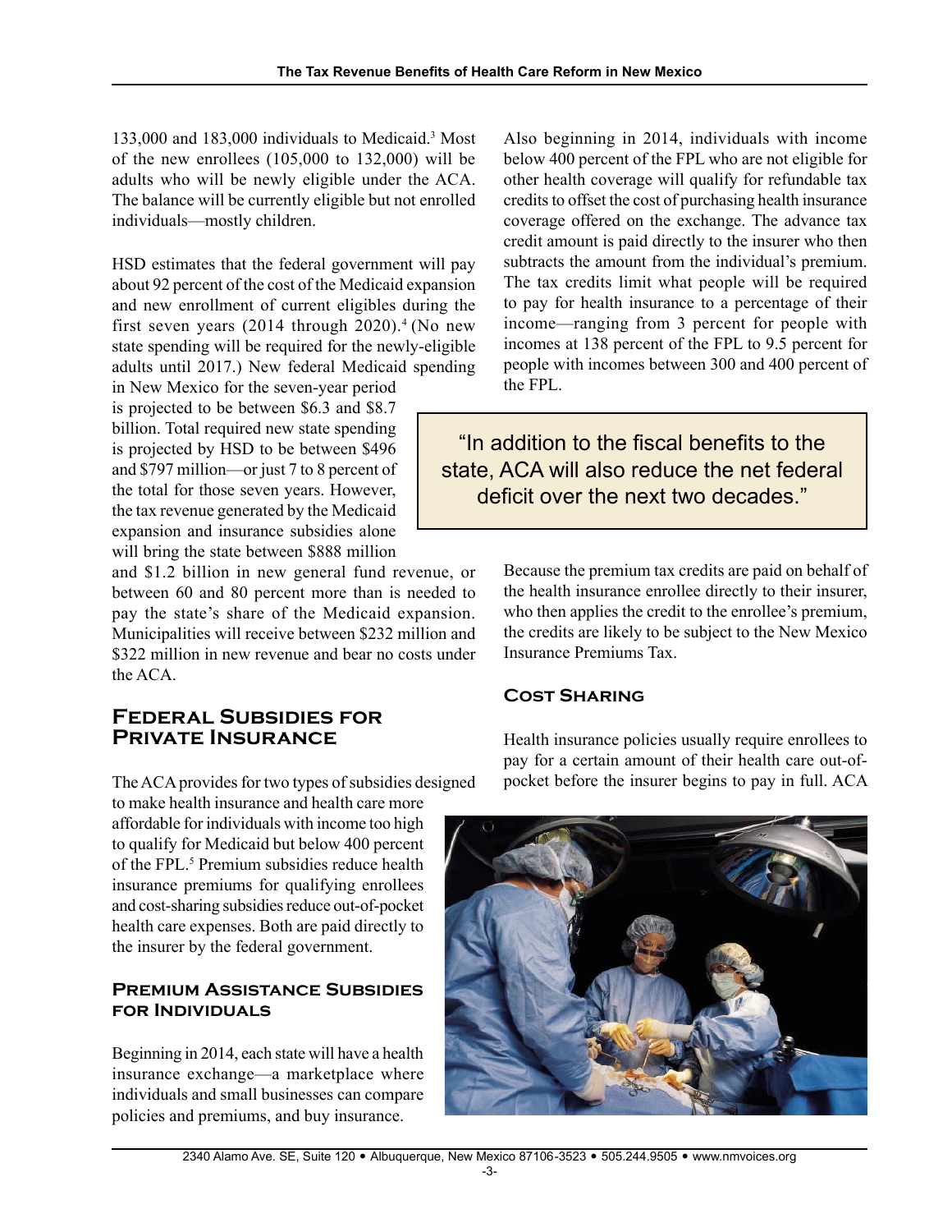133,000 and 183,000 individuals to Medicaid.[3] Most of the new enrollees (105,000 to 132,000) will be adults who will be newly eligible under the ACA. The balance will be currently eligible but not enrolled individuals—mostly children.

HSD estimates that the federal government will pay about 92 percent of the cost of the Medicaid expansion and new enrollment of current eligibles during the first seven years (2014 through 2020).[4] (No new state spending will be required for the newly-eligible adults until 2017.) New federal Medicaid spending in New Mexico for the seven-year period is projected to be between $6.3 and $8.7 billion. Total required new state spending is projected by HSD to be between $496 and $797 million—or just 7 to 8 percent of the total for those seven years. However, the tax revenue generated by the Medicaid expansion and insurance subsidies alone will bring the state between $888 million and $1.2 billion in new general fund revenue, or between 60 and 80 percent more than is needed to pay the state's share of the Medicaid expansion. Municipalities will receive between $232 million and $322 million in new revenue and bear no costs under the ACA.

## Federal Subsidies for Private Insurance

The ACA provides for two types of subsidies designed to make health insurance and health care more affordable for individuals with income too high to qualify for Medicaid but below 400 percent of the FPL.[5] Premium subsidies reduce health insurance premiums for qualifying enrollees and cost-sharing subsidies reduce out-of-pocket health care expenses. Both are paid directly to the insurer by the federal government.

### Premium Assistance Subsidies for Individuals

Beginning in 2014, each state will have a health insurance exchange—a marketplace where individuals and small businesses can compare policies and premiums, and buy insurance.

Also beginning in 2014, individuals with income below 400 percent of the FPL who are not eligible for other health coverage will qualify for refundable tax credits to offset the cost of purchasing health insurance coverage offered on the exchange. The advance tax credit amount is paid directly to the insurer who then subtracts the amount from the individual's premium. The tax credits limit what people will be required to pay for health insurance to a percentage of their income—ranging from 3 percent for people with incomes at 138 percent of the FPL to 9.5 percent for people with incomes between 300 and 400 percent of the FPL.

> "In addition to the fiscal benefits to the state, ACA will also reduce the net federal deficit over the next two decades."

Because the premium tax credits are paid on behalf of the health insurance enrollee directly to their insurer, who then applies the credit to the enrollee's premium, the credits are likely to be subject to the New Mexico Insurance Premiums Tax.

### Cost Sharing

Health insurance policies usually require enrollees to pay for a certain amount of their health care out-of-pocket before the insurer begins to pay in full. ACA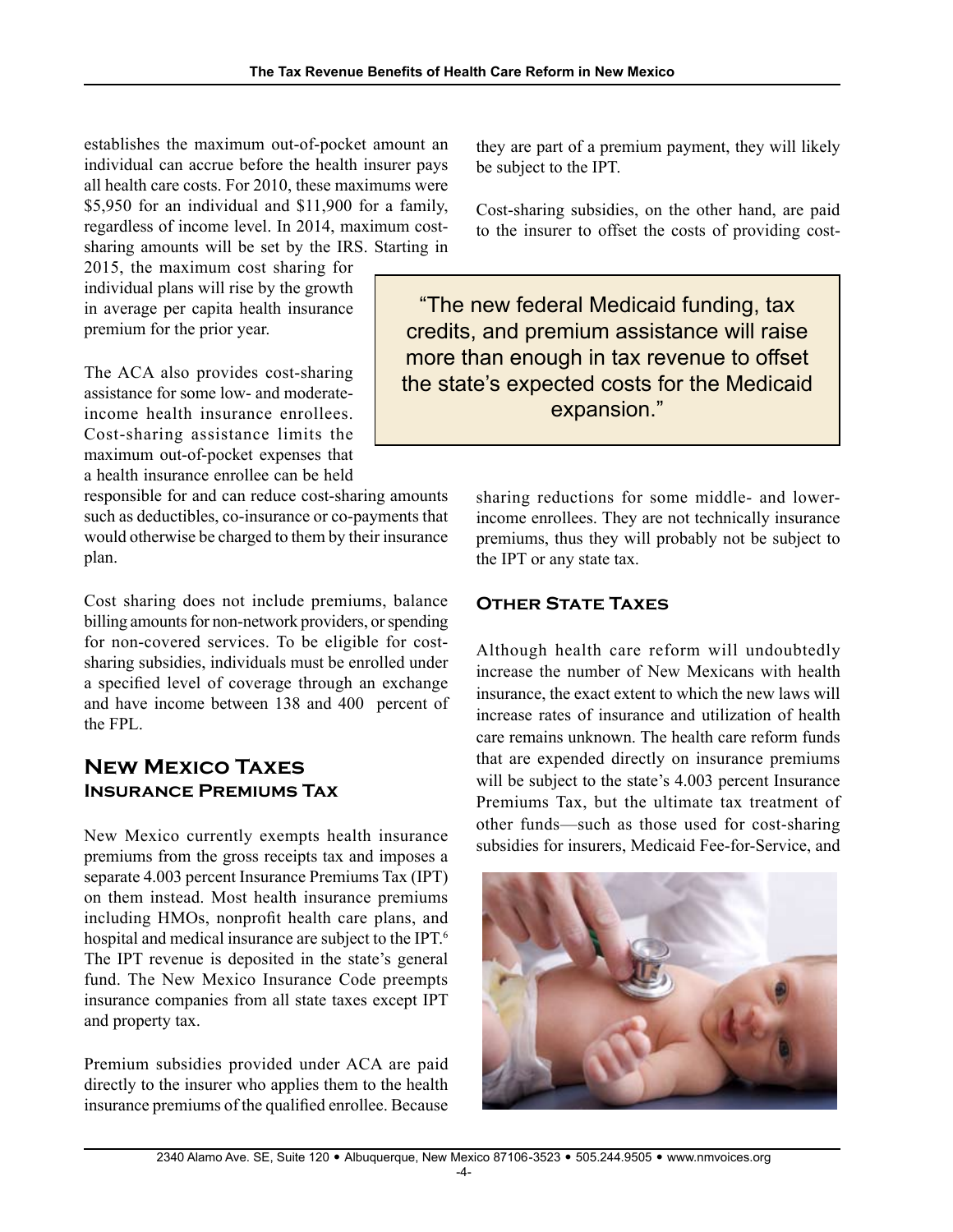establishes the maximum out-of-pocket amount an individual can accrue before the health insurer pays all health care costs. For 2010, these maximums were $5,950 for an individual and $11,900 for a family, regardless of income level. In 2014, maximum cost-sharing amounts will be set by the IRS. Starting in 2015, the maximum cost sharing for individual plans will rise by the growth in average per capita health insurance premium for the prior year.

The ACA also provides cost-sharing assistance for some low- and moderate-income health insurance enrollees. Cost-sharing assistance limits the maximum out-of-pocket expenses that a health insurance enrollee can be held responsible for and can reduce cost-sharing amounts such as deductibles, co-insurance or co-payments that would otherwise be charged to them by their insurance plan.

Cost sharing does not include premiums, balance billing amounts for non-network providers, or spending for non-covered services. To be eligible for cost-sharing subsidies, individuals must be enrolled under a specified level of coverage through an exchange and have income between 138 and 400 percent of the FPL.

## New Mexico Taxes

### Insurance Premiums Tax

New Mexico currently exempts health insurance premiums from the gross receipts tax and imposes a separate 4.003 percent Insurance Premiums Tax (IPT) on them instead. Most health insurance premiums including HMOs, nonprofit health care plans, and hospital and medical insurance are subject to the IPT.[6] The IPT revenue is deposited in the state's general fund. The New Mexico Insurance Code preempts insurance companies from all state taxes except IPT and property tax.

Premium subsidies provided under ACA are paid directly to the insurer who applies them to the health insurance premiums of the qualified enrollee. Because they are part of a premium payment, they will likely be subject to the IPT.

Cost-sharing subsidies, on the other hand, are paid to the insurer to offset the costs of providing cost-sharing reductions for some middle- and lower-income enrollees. They are not technically insurance premiums, thus they will probably not be subject to the IPT or any state tax.

> "The new federal Medicaid funding, tax credits, and premium assistance will raise more than enough in tax revenue to offset the state's expected costs for the Medicaid expansion."

### Other State Taxes

Although health care reform will undoubtedly increase the number of New Mexicans with health insurance, the exact extent to which the new laws will increase rates of insurance and utilization of health care remains unknown. The health care reform funds that are expended directly on insurance premiums will be subject to the state's 4.003 percent Insurance Premiums Tax, but the ultimate tax treatment of other funds—such as those used for cost-sharing subsidies for insurers, Medicaid Fee-for-Service, and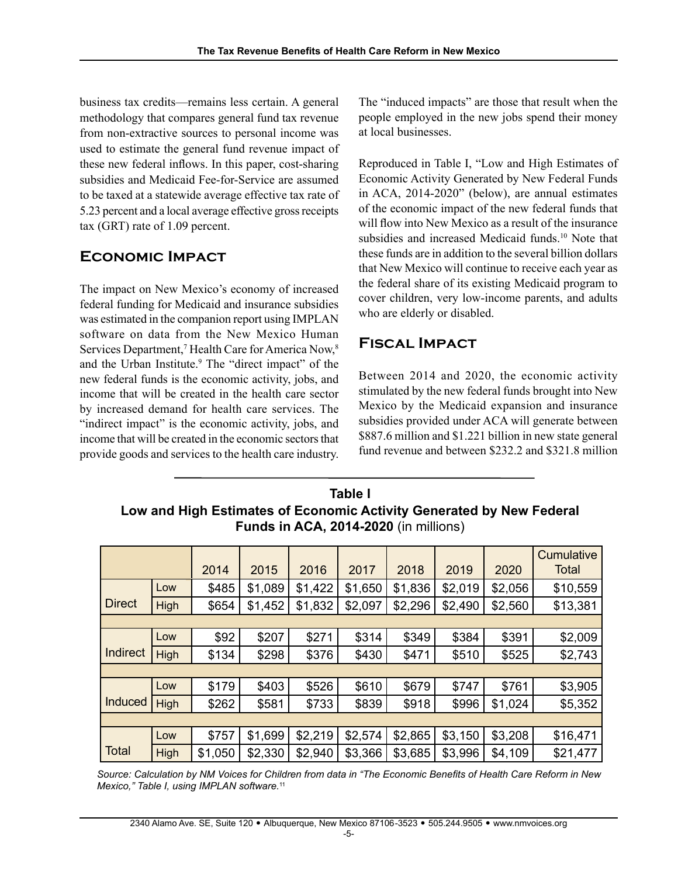business tax credits—remains less certain. A general methodology that compares general fund tax revenue from non-extractive sources to personal income was used to estimate the general fund revenue impact of these new federal inflows. In this paper, cost-sharing subsidies and Medicaid Fee-for-Service are assumed to be taxed at a statewide average effective tax rate of 5.23 percent and a local average effective gross receipts tax (GRT) rate of 1.09 percent.

## Economic Impact

The impact on New Mexico's economy of increased federal funding for Medicaid and insurance subsidies was estimated in the companion report using IMPLAN software on data from the New Mexico Human Services Department,[7] Health Care for America Now,[8] and the Urban Institute.[9] The "direct impact" of the new federal funds is the economic activity, jobs, and income that will be created in the health care sector by increased demand for health care services. The "indirect impact" is the economic activity, jobs, and income that will be created in the economic sectors that provide goods and services to the health care industry. The "induced impacts" are those that result when the people employed in the new jobs spend their money at local businesses.

Reproduced in Table I, "Low and High Estimates of Economic Activity Generated by New Federal Funds in ACA, 2014-2020" (below), are annual estimates of the economic impact of the new federal funds that will flow into New Mexico as a result of the insurance subsidies and increased Medicaid funds.[10] Note that these funds are in addition to the several billion dollars that New Mexico will continue to receive each year as the federal share of its existing Medicaid program to cover children, very low-income parents, and adults who are elderly or disabled.

## Fiscal Impact

Between 2014 and 2020, the economic activity stimulated by the new federal funds brought into New Mexico by the Medicaid expansion and insurance subsidies provided under ACA will generate between $887.6 million and $1.221 billion in new state general fund revenue and between $232.2 and $321.8 million

**Table I**
**Low and High Estimates of Economic Activity Generated by New Federal Funds in ACA, 2014-2020** (in millions)

| | | 2014 | 2015 | 2016 | 2017 | 2018 | 2019 | 2020 | Cumulative Total |
|---|---|---|---|---|---|---|---|---|---|
| Direct | Low | $485 | $1,089 | $1,422 | $1,650 | $1,836 | $2,019 | $2,056 | $10,559 |
| | High | $654 | $1,452 | $1,832 | $2,097 | $2,296 | $2,490 | $2,560 | $13,381 |
| Indirect | Low | $92 | $207 | $271 | $314 | $349 | $384 | $391 | $2,009 |
| | High | $134 | $298 | $376 | $430 | $471 | $510 | $525 | $2,743 |
| Induced | Low | $179 | $403 | $526 | $610 | $679 | $747 | $761 | $3,905 |
| | High | $262 | $581 | $733 | $839 | $918 | $996 | $1,024 | $5,352 |
| Total | Low | $757 | $1,699 | $2,219 | $2,574 | $2,865 | $3,150 | $3,208 | $16,471 |
| | High | $1,050 | $2,330 | $2,940 | $3,366 | $3,685 | $3,996 | $4,109 | $21,477 |

*Source: Calculation by NM Voices for Children from data in "The Economic Benefits of Health Care Reform in New Mexico," Table I, using IMPLAN software.*[11]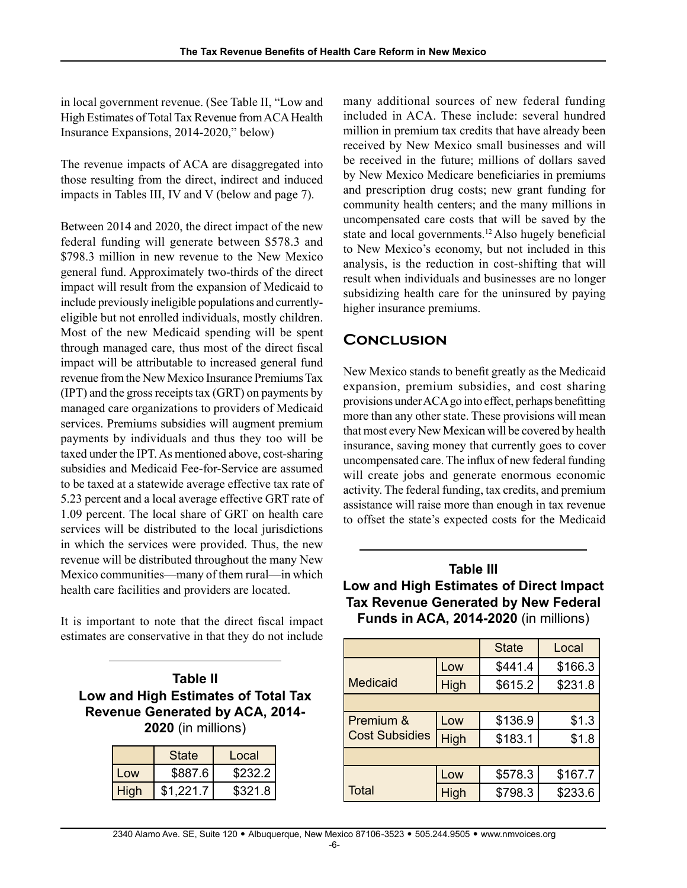in local government revenue. (See Table II, "Low and High Estimates of Total Tax Revenue from ACA Health Insurance Expansions, 2014-2020," below)

The revenue impacts of ACA are disaggregated into those resulting from the direct, indirect and induced impacts in Tables III, IV and V (below and page 7).

Between 2014 and 2020, the direct impact of the new federal funding will generate between $578.3 and $798.3 million in new revenue to the New Mexico general fund. Approximately two-thirds of the direct impact will result from the expansion of Medicaid to include previously ineligible populations and currently-eligible but not enrolled individuals, mostly children. Most of the new Medicaid spending will be spent through managed care, thus most of the direct fiscal impact will be attributable to increased general fund revenue from the New Mexico Insurance Premiums Tax (IPT) and the gross receipts tax (GRT) on payments by managed care organizations to providers of Medicaid services. Premiums subsidies will augment premium payments by individuals and thus they too will be taxed under the IPT. As mentioned above, cost-sharing subsidies and Medicaid Fee-for-Service are assumed to be taxed at a statewide average effective tax rate of 5.23 percent and a local average effective GRT rate of 1.09 percent. The local share of GRT on health care services will be distributed to the local jurisdictions in which the services were provided. Thus, the new revenue will be distributed throughout the many New Mexico communities—many of them rural—in which health care facilities and providers are located.

It is important to note that the direct fiscal impact estimates are conservative in that they do not include many additional sources of new federal funding included in ACA. These include: several hundred million in premium tax credits that have already been received by New Mexico small businesses and will be received in the future; millions of dollars saved by New Mexico Medicare beneficiaries in premiums and prescription drug costs; new grant funding for community health centers; and the many millions in uncompensated care costs that will be saved by the state and local governments.[12] Also hugely beneficial to New Mexico's economy, but not included in this analysis, is the reduction in cost-shifting that will result when individuals and businesses are no longer subsidizing health care for the uninsured by paying higher insurance premiums.

**Table II**
**Low and High Estimates of Total Tax Revenue Generated by ACA, 2014-2020** (in millions)

| | State | Local |
|---|---|---|
| Low | $887.6 | $232.2 |
| High | $1,221.7 | $321.8 |

## Conclusion

New Mexico stands to benefit greatly as the Medicaid expansion, premium subsidies, and cost sharing provisions under ACA go into effect, perhaps benefitting more than any other state. These provisions will mean that most every New Mexican will be covered by health insurance, saving money that currently goes to cover uncompensated care. The influx of new federal funding will create jobs and generate enormous economic activity. The federal funding, tax credits, and premium assistance will raise more than enough in tax revenue to offset the state's expected costs for the Medicaid

**Table III**
**Low and High Estimates of Direct Impact Tax Revenue Generated by New Federal Funds in ACA, 2014-2020** (in millions)

| | | State | Local |
|---|---|---|---|
| Medicaid | Low | $441.4 | $166.3 |
| | High | $615.2 | $231.8 |
| | | | |
| Premium & Cost Subsidies | Low | $136.9 | $1.3 |
| | High | $183.1 | $1.8 |
| | | | |
| Total | Low | $578.3 | $167.7 |
| | High | $798.3 | $233.6 |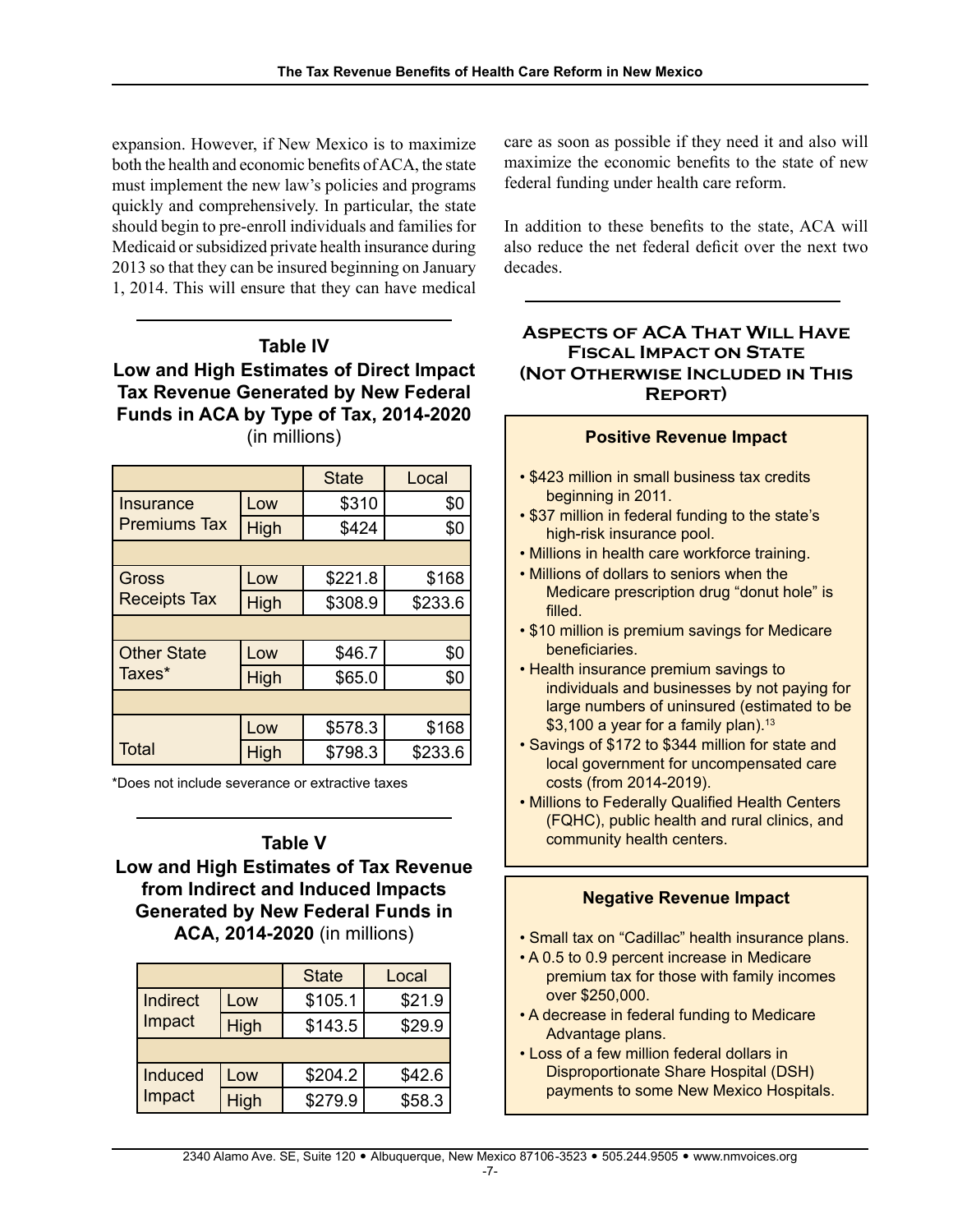expansion. However, if New Mexico is to maximize both the health and economic benefits of ACA, the state must implement the new law's policies and programs quickly and comprehensively. In particular, the state should begin to pre-enroll individuals and families for Medicaid or subsidized private health insurance during 2013 so that they can be insured beginning on January 1, 2014. This will ensure that they can have medical care as soon as possible if they need it and also will maximize the economic benefits to the state of new federal funding under health care reform.

In addition to these benefits to the state, ACA will also reduce the net federal deficit over the next two decades.

### Table IV
**Low and High Estimates of Direct Impact Tax Revenue Generated by New Federal Funds in ACA by Type of Tax, 2014-2020** (in millions)

| | | State | Local |
|---|---|---|---|
| Insurance Premiums Tax | Low | $310 | $0 |
| | High | $424 | $0 |
| Gross Receipts Tax | Low | $221.8 | $168 |
| | High | $308.9 | $233.6 |
| Other State Taxes* | Low | $46.7 | $0 |
| | High | $65.0 | $0 |
| Total | Low | $578.3 | $168 |
| | High | $798.3 | $233.6 |

*Does not include severance or extractive taxes

### Table V
**Low and High Estimates of Tax Revenue from Indirect and Induced Impacts Generated by New Federal Funds in ACA, 2014-2020** (in millions)

| | | State | Local |
|---|---|---|---|
| Indirect Impact | Low | $105.1 | $21.9 |
| | High | $143.5 | $29.9 |
| Induced Impact | Low | $204.2 | $42.6 |
| | High | $279.9 | $58.3 |

## Aspects of ACA That Will Have Fiscal Impact on State (Not Otherwise Included in This Report)

**Positive Revenue Impact**

- $423 million in small business tax credits beginning in 2011.
- $37 million in federal funding to the state's high-risk insurance pool.
- Millions in health care workforce training.
- Millions of dollars to seniors when the Medicare prescription drug "donut hole" is filled.
- $10 million is premium savings for Medicare beneficiaries.
- Health insurance premium savings to individuals and businesses by not paying for large numbers of uninsured (estimated to be $3,100 a year for a family plan).[13]
- Savings of $172 to $344 million for state and local government for uncompensated care costs (from 2014-2019).
- Millions to Federally Qualified Health Centers (FQHC), public health and rural clinics, and community health centers.

**Negative Revenue Impact**

- Small tax on "Cadillac" health insurance plans.
- A 0.5 to 0.9 percent increase in Medicare premium tax for those with family incomes over $250,000.
- A decrease in federal funding to Medicare Advantage plans.
- Loss of a few million federal dollars in Disproportionate Share Hospital (DSH) payments to some New Mexico Hospitals.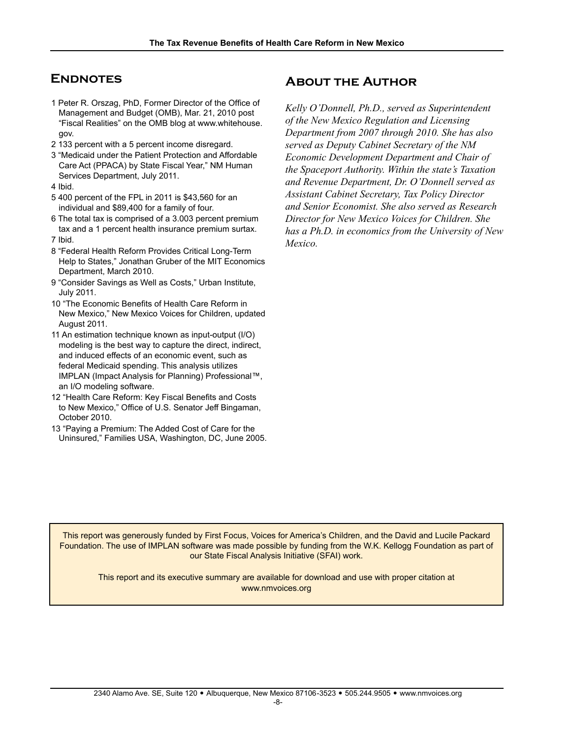## Endnotes

1 Peter R. Orszag, PhD, Former Director of the Office of Management and Budget (OMB), Mar. 21, 2010 post "Fiscal Realities" on the OMB blog at www.whitehouse.gov.

2 133 percent with a 5 percent income disregard.

3 "Medicaid under the Patient Protection and Affordable Care Act (PPACA) by State Fiscal Year," NM Human Services Department, July 2011.

4 Ibid.

5 400 percent of the FPL in 2011 is $43,560 for an individual and $89,400 for a family of four.

6 The total tax is comprised of a 3.003 percent premium tax and a 1 percent health insurance premium surtax.

7 Ibid.

8 "Federal Health Reform Provides Critical Long-Term Help to States," Jonathan Gruber of the MIT Economics Department, March 2010.

9 "Consider Savings as Well as Costs," Urban Institute, July 2011.

10 "The Economic Benefits of Health Care Reform in New Mexico," New Mexico Voices for Children, updated August 2011.

11 An estimation technique known as input-output (I/O) modeling is the best way to capture the direct, indirect, and induced effects of an economic event, such as federal Medicaid spending. This analysis utilizes IMPLAN (Impact Analysis for Planning) Professional™, an I/O modeling software.

12 "Health Care Reform: Key Fiscal Benefits and Costs to New Mexico," Office of U.S. Senator Jeff Bingaman, October 2010.

13 "Paying a Premium: The Added Cost of Care for the Uninsured," Families USA, Washington, DC, June 2005.

## About the Author

*Kelly O'Donnell, Ph.D., served as Superintendent of the New Mexico Regulation and Licensing Department from 2007 through 2010. She has also served as Deputy Cabinet Secretary of the NM Economic Development Department and Chair of the Spaceport Authority. Within the state's Taxation and Revenue Department, Dr. O'Donnell served as Assistant Cabinet Secretary, Tax Policy Director and Senior Economist. She also served as Research Director for New Mexico Voices for Children. She has a Ph.D. in economics from the University of New Mexico.*

This report was generously funded by First Focus, Voices for America's Children, and the David and Lucile Packard Foundation. The use of IMPLAN software was made possible by funding from the W.K. Kellogg Foundation as part of our State Fiscal Analysis Initiative (SFAI) work.

This report and its executive summary are available for download and use with proper citation at www.nmvoices.org